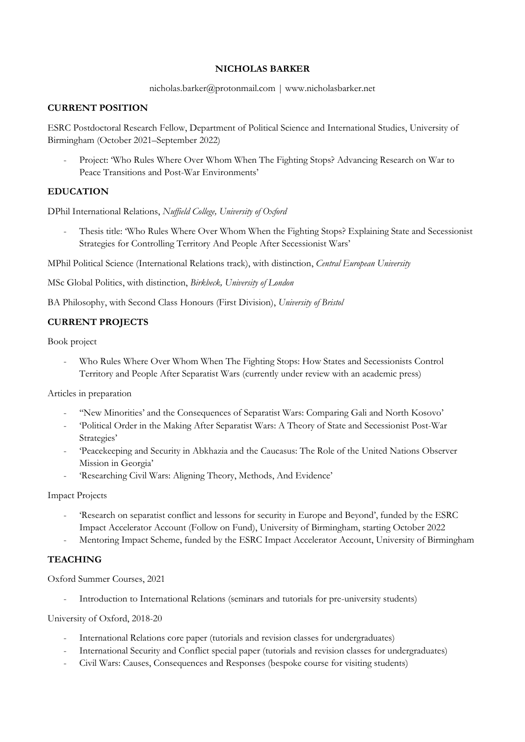# NICHOLAS BARKER

nicholas.barker@protonmail.com | www.nicholasbarker.net

## CURRENT POSITION

ESRC Postdoctoral Research Fellow, Department of Political Science and International Studies, University of Birmingham (October 2021–September 2022)

- Project: 'Who Rules Where Over Whom When The Fighting Stops? Advancing Research on War to Peace Transitions and Post-War Environments'

## EDUCATION

DPhil International Relations, *Nuffield College, University of Oxford*

- Thesis title: 'Who Rules Where Over Whom When the Fighting Stops? Explaining State and Secessionist Strategies for Controlling Territory And People After Secessionist Wars'

MPhil Political Science (International Relations track), with distinction, *Central European University*

MSc Global Politics, with distinction, *Birkbeck, University of London*

BA Philosophy, with Second Class Honours (First Division), *University of Bristol*

## CURRENT PROJECTS

Book project

- Who Rules Where Over Whom When The Fighting Stops: How States and Secessionists Control Territory and People After Separatist Wars (currently under review with an academic press)

Articles in preparation

- ''New Minorities' and the Consequences of Separatist Wars: Comparing Gali and North Kosovo'
- 'Political Order in the Making After Separatist Wars: A Theory of State and Secessionist Post-War Strategies'
- 'Peacekeeping and Security in Abkhazia and the Caucasus: The Role of the United Nations Observer Mission in Georgia'
- 'Researching Civil Wars: Aligning Theory, Methods, And Evidence'

Impact Projects

- 'Research on separatist conflict and lessons for security in Europe and Beyond', funded by the ESRC Impact Accelerator Account (Follow on Fund), University of Birmingham, starting October 2022
- Mentoring Impact Scheme, funded by the ESRC Impact Accelerator Account, University of Birmingham

## TEACHING

Oxford Summer Courses, 2021

- Introduction to International Relations (seminars and tutorials for pre-university students)

University of Oxford, 2018-20

- International Relations core paper (tutorials and revision classes for undergraduates)
- International Security and Conflict special paper (tutorials and revision classes for undergraduates)
- Civil Wars: Causes, Consequences and Responses (bespoke course for visiting students)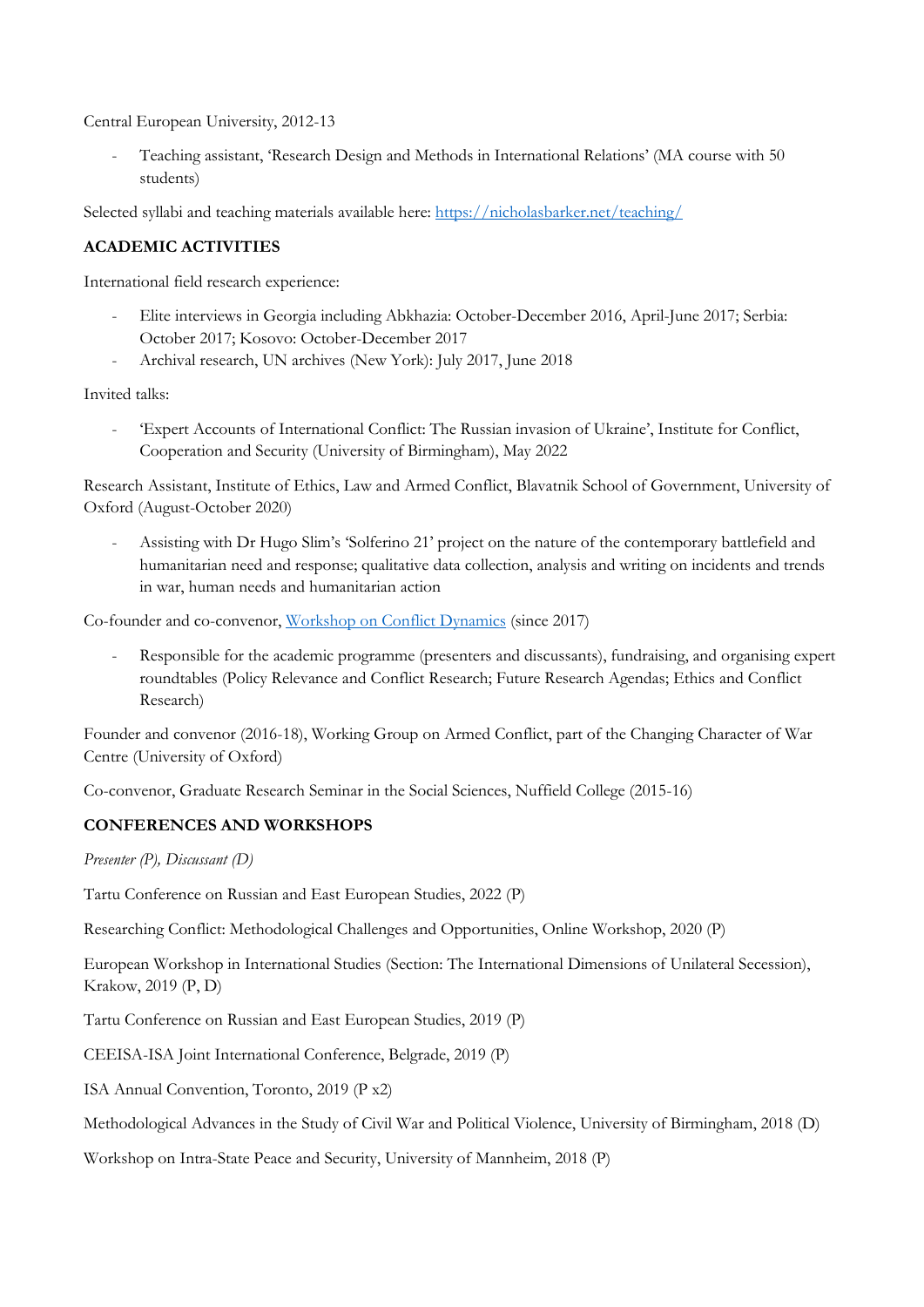Central European University, 2012-13

- Teaching assistant, 'Research Design and Methods in International Relations' (MA course with 50 students)

Selected syllabi and teaching materials available here: [https://nicholasbarker.net/teaching/](https://nicholasbarker.net/teaching/)

## ACADEMIC ACTIVITIES

International field research experience:

- Elite interviews in Georgia including Abkhazia: October-December 2016, April-June 2017; Serbia: October 2017; Kosovo: October-December 2017
- Archival research, UN archives (New York): July 2017, June 2018

Invited talks:

- 'Expert Accounts of International Conflict: The Russian invasion of Ukraine', Institute for Conflict, Cooperation and Security (University of Birmingham), May 2022

Research Assistant, Institute of Ethics, Law and Armed Conflict, Blavatnik School of Government, University of Oxford (August-October 2020)

- Assisting with Dr Hugo Slim's 'Solferino 21' project on the nature of the contemporary battlefield and humanitarian need and response; qualitative data collection, analysis and writing on incidents and trends in war, human needs and humanitarian action

Co-founder and co-convenor, Workshop on Conflict Dynamics (since 2017)

- Responsible for the academic programme (presenters and discussants), fundraising, and organising expert roundtables (Policy Relevance and Conflict Research; Future Research Agendas; Ethics and Conflict Research)

Founder and convenor (2016-18), Working Group on Armed Conflict, part of the Changing Character of War Centre (University of Oxford)

Co-convenor, Graduate Research Seminar in the Social Sciences, Nuffield College (2015-16)

## CONFERENCES AND WORKSHOPS

*Presenter (P), Discussant (D)*

Tartu Conference on Russian and East European Studies, 2022 (P)

Researching Conflict: Methodological Challenges and Opportunities, Online Workshop, 2020 (P)

European Workshop in International Studies (Section: The International Dimensions of Unilateral Secession), Krakow, 2019 (P, D)

Tartu Conference on Russian and East European Studies, 2019 (P)

CEEISA-ISA Joint International Conference, Belgrade, 2019 (P)

ISA Annual Convention, Toronto, 2019 (P x2)

Methodological Advances in the Study of Civil War and Political Violence, University of Birmingham, 2018 (D)

Workshop on Intra-State Peace and Security, University of Mannheim, 2018 (P)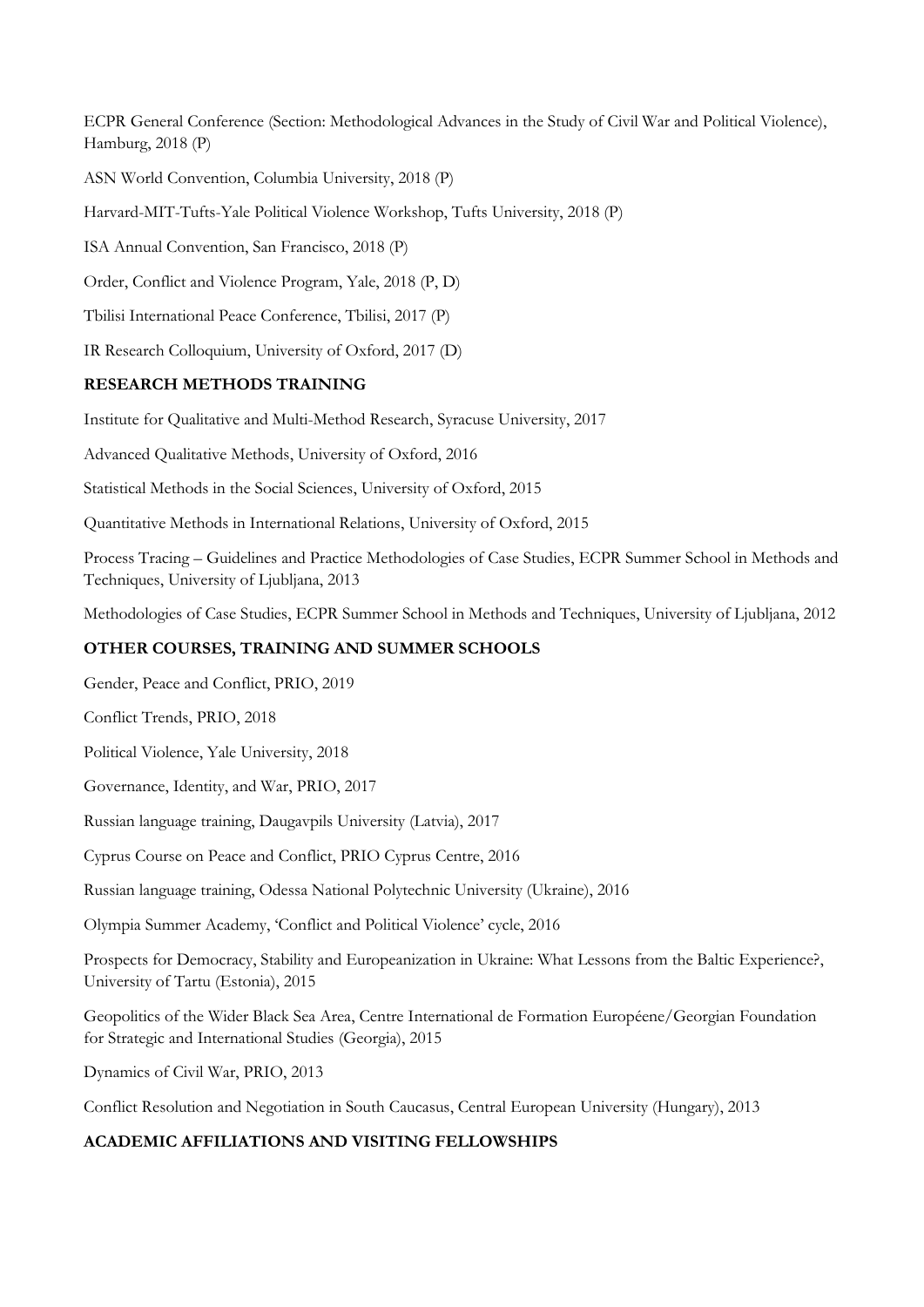ECPR General Conference (Section: Methodological Advances in the Study of Civil War and Political Violence), Hamburg, 2018 (P)

ASN World Convention, Columbia University, 2018 (P)

Harvard-MIT-Tufts-Yale Political Violence Workshop, Tufts University, 2018 (P)

ISA Annual Convention, San Francisco, 2018 (P)

Order, Conflict and Violence Program, Yale, 2018 (P, D)

Tbilisi International Peace Conference, Tbilisi, 2017 (P)

IR Research Colloquium, University of Oxford, 2017 (D)

## RESEARCH METHODS TRAINING

Institute for Qualitative and Multi-Method Research, Syracuse University, 2017

Advanced Qualitative Methods, University of Oxford, 2016

Statistical Methods in the Social Sciences, University of Oxford, 2015

Quantitative Methods in International Relations, University of Oxford, 2015

Process Tracing – Guidelines and Practice Methodologies of Case Studies, ECPR Summer School in Methods and Techniques, University of Ljubljana, 2013

Methodologies of Case Studies, ECPR Summer School in Methods and Techniques, University of Ljubljana, 2012

## OTHER COURSES, TRAINING AND SUMMER SCHOOLS

Gender, Peace and Conflict, PRIO, 2019

Conflict Trends, PRIO, 2018

Political Violence, Yale University, 2018

Governance, Identity, and War, PRIO, 2017

Russian language training, Daugavpils University (Latvia), 2017

Cyprus Course on Peace and Conflict, PRIO Cyprus Centre, 2016

Russian language training, Odessa National Polytechnic University (Ukraine), 2016

Olympia Summer Academy, 'Conflict and Political Violence' cycle, 2016

Prospects for Democracy, Stability and Europeanization in Ukraine: What Lessons from the Baltic Experience?, University of Tartu (Estonia), 2015

Geopolitics of the Wider Black Sea Area, Centre International de Formation Européene/Georgian Foundation for Strategic and International Studies (Georgia), 2015

Dynamics of Civil War, PRIO, 2013

Conflict Resolution and Negotiation in South Caucasus, Central European University (Hungary), 2013

## ACADEMIC AFFILIATIONS AND VISITING FELLOWSHIPS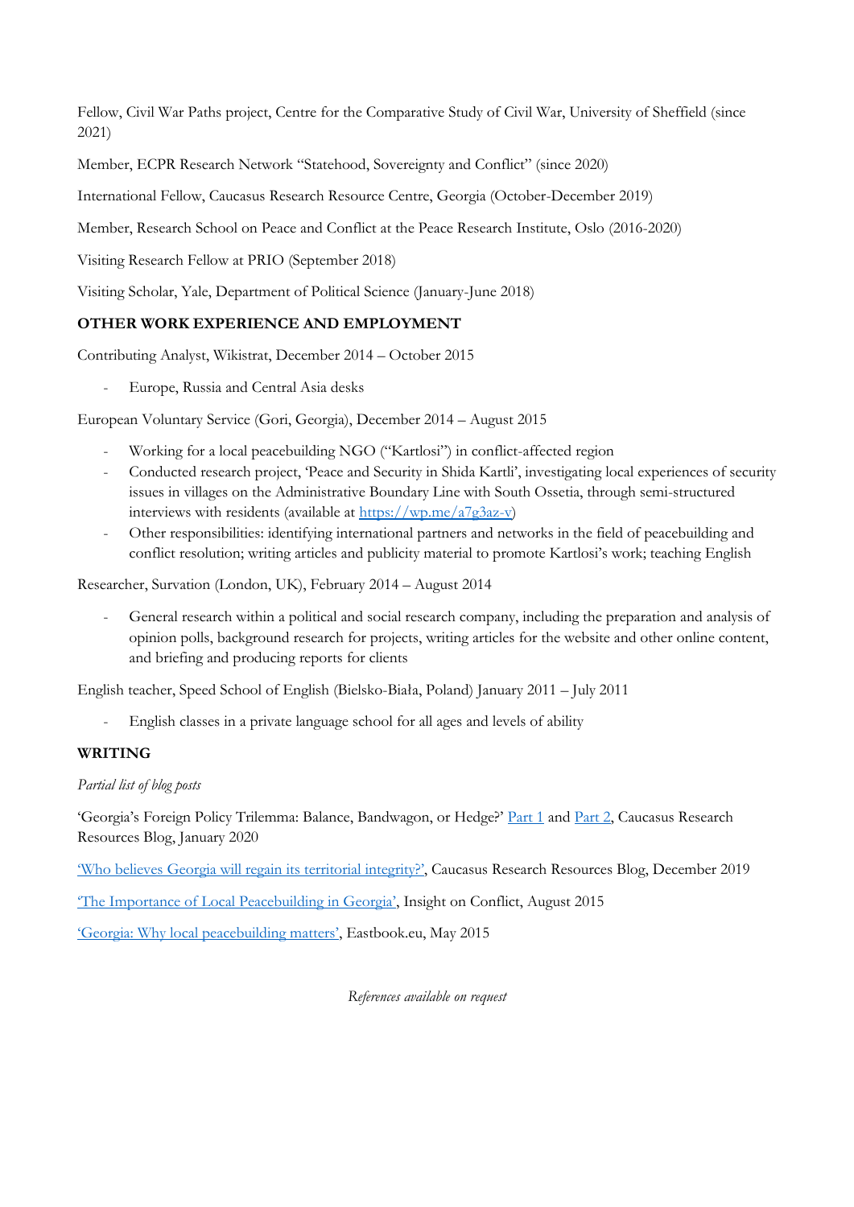Fellow, Civil War Paths project, Centre for the Comparative Study of Civil War, University of Sheffield (since 2021)

Member, ECPR Research Network "Statehood, Sovereignty and Conflict" (since 2020)

International Fellow, Caucasus Research Resource Centre, Georgia (October-December 2019)

Member, Research School on Peace and Conflict at the Peace Research Institute, Oslo (2016-2020)

Visiting Research Fellow at PRIO (September 2018)

Visiting Scholar, Yale, Department of Political Science (January-June 2018)

## OTHER WORK EXPERIENCE AND EMPLOYMENT

Contributing Analyst, Wikistrat, December 2014 – October 2015

- Europe, Russia and Central Asia desks

European Voluntary Service (Gori, Georgia), December 2014 – August 2015

- Working for a local peacebuilding NGO ("Kartlosi") in conflict-affected region
- Conducted research project, 'Peace and Security in Shida Kartli', investigating local experiences of security issues in villages on the Administrative Boundary Line with South Ossetia, through semi-structured interviews with residents (available at https://wp.me/a7g3az-v)
- Other responsibilities: identifying international partners and networks in the field of peacebuilding and conflict resolution; writing articles and publicity material to promote Kartlosi's work; teaching English

Researcher, Survation (London, UK), February 2014 – August 2014

- General research within a political and social research company, including the preparation and analysis of opinion polls, background research for projects, writing articles for the website and other online content, and briefing and producing reports for clients

English teacher, Speed School of English (Bielsko-Biała, Poland) January 2011 – July 2011

- English classes in a private language school for all ages and levels of ability

## WRITING

*Partial list of blog posts*

'Georgia's Foreign Policy Trilemma: Balance, Bandwagon, or Hedge?' Part 1 and Part 2, Caucasus Research Resources Blog, January 2020

'Who believes Georgia will regain its territorial integrity?', Caucasus Research Resources Blog, December 2019

'The Importance of Local Peacebuilding in Georgia', Insight on Conflict, August 2015

'Georgia: Why local peacebuilding matters', Eastbook.eu, May 2015

*References available on request*